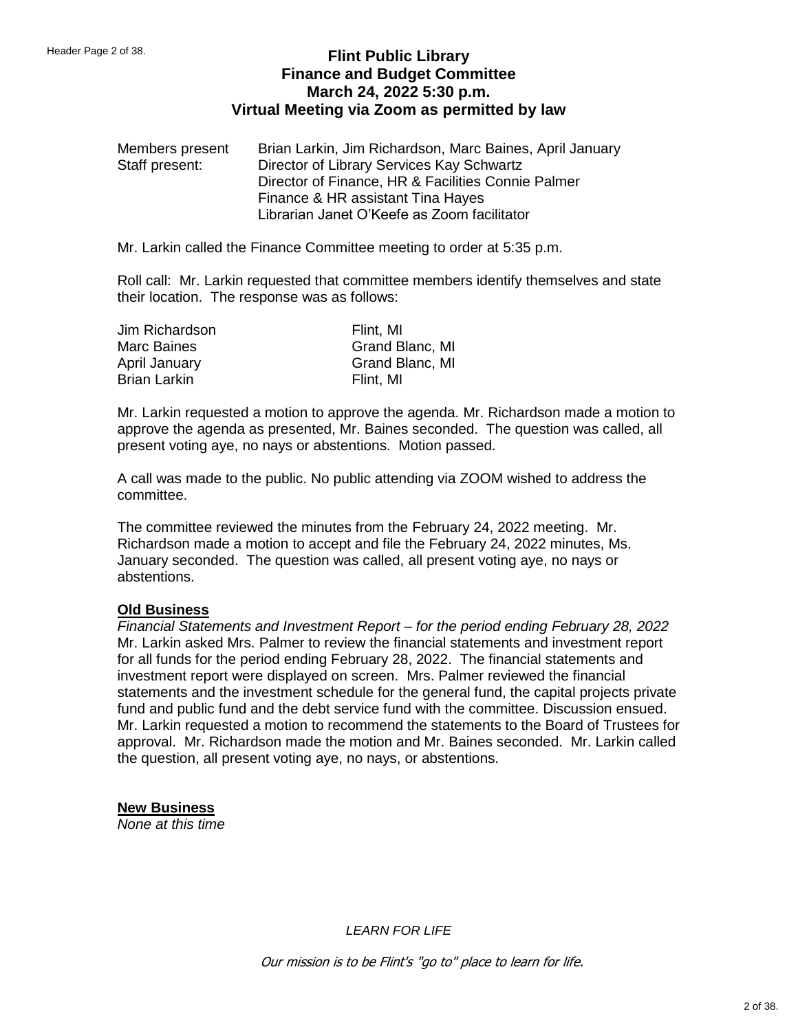# Flint Public Library
## Finance and Budget Committee
### March 24, 2022 5:30 p.m.
### Virtual Meeting via Zoom as permitted by law

| | |
|---|---|
| Members present | Brian Larkin, Jim Richardson, Marc Baines, April January |
| Staff present: | Director of Library Services Kay Schwartz |
| | Director of Finance, HR & Facilities Connie Palmer |
| | Finance & HR assistant Tina Hayes |
| | Librarian Janet O'Keefe as Zoom facilitator |

Mr. Larkin called the Finance Committee meeting to order at 5:35 p.m.

Roll call: Mr. Larkin requested that committee members identify themselves and state their location. The response was as follows:

| | |
|---|---|
| Jim Richardson | Flint, MI |
| Marc Baines | Grand Blanc, MI |
| April January | Grand Blanc, MI |
| Brian Larkin | Flint, MI |

Mr. Larkin requested a motion to approve the agenda. Mr. Richardson made a motion to approve the agenda as presented, Mr. Baines seconded. The question was called, all present voting aye, no nays or abstentions. Motion passed.

A call was made to the public. No public attending via ZOOM wished to address the committee.

The committee reviewed the minutes from the February 24, 2022 meeting. Mr. Richardson made a motion to accept and file the February 24, 2022 minutes, Ms. January seconded. The question was called, all present voting aye, no nays or abstentions.

**Old Business**

*Financial Statements and Investment Report – for the period ending February 28, 2022*
Mr. Larkin asked Mrs. Palmer to review the financial statements and investment report for all funds for the period ending February 28, 2022. The financial statements and investment report were displayed on screen. Mrs. Palmer reviewed the financial statements and the investment schedule for the general fund, the capital projects private fund and public fund and the debt service fund with the committee. Discussion ensued. Mr. Larkin requested a motion to recommend the statements to the Board of Trustees for approval. Mr. Richardson made the motion and Mr. Baines seconded. Mr. Larkin called the question, all present voting aye, no nays, or abstentions.

**New Business**

*None at this time*

*LEARN FOR LIFE*

*Our mission is to be Flint's "go to" place to learn for life.*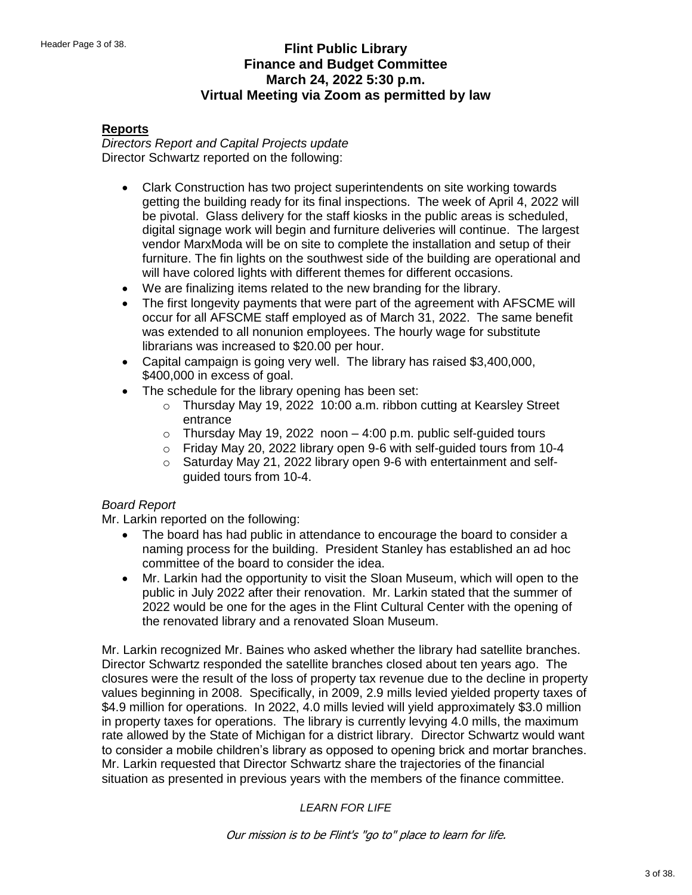# Flint Public Library
# Finance and Budget Committee
# March 24, 2022 5:30 p.m.
# Virtual Meeting via Zoom as permitted by law

## Reports

*Directors Report and Capital Projects update*

Director Schwartz reported on the following:

- Clark Construction has two project superintendents on site working towards getting the building ready for its final inspections. The week of April 4, 2022 will be pivotal. Glass delivery for the staff kiosks in the public areas is scheduled, digital signage work will begin and furniture deliveries will continue. The largest vendor MarxModa will be on site to complete the installation and setup of their furniture. The fin lights on the southwest side of the building are operational and will have colored lights with different themes for different occasions.
- We are finalizing items related to the new branding for the library.
- The first longevity payments that were part of the agreement with AFSCME will occur for all AFSCME staff employed as of March 31, 2022. The same benefit was extended to all nonunion employees. The hourly wage for substitute librarians was increased to $20.00 per hour.
- Capital campaign is going very well. The library has raised $3,400,000, $400,000 in excess of goal.
- The schedule for the library opening has been set:
  - Thursday May 19, 2022 10:00 a.m. ribbon cutting at Kearsley Street entrance
  - Thursday May 19, 2022 noon – 4:00 p.m. public self-guided tours
  - Friday May 20, 2022 library open 9-6 with self-guided tours from 10-4
  - Saturday May 21, 2022 library open 9-6 with entertainment and self-guided tours from 10-4.

*Board Report*

Mr. Larkin reported on the following:

- The board has had public in attendance to encourage the board to consider a naming process for the building. President Stanley has established an ad hoc committee of the board to consider the idea.
- Mr. Larkin had the opportunity to visit the Sloan Museum, which will open to the public in July 2022 after their renovation. Mr. Larkin stated that the summer of 2022 would be one for the ages in the Flint Cultural Center with the opening of the renovated library and a renovated Sloan Museum.

Mr. Larkin recognized Mr. Baines who asked whether the library had satellite branches. Director Schwartz responded the satellite branches closed about ten years ago. The closures were the result of the loss of property tax revenue due to the decline in property values beginning in 2008. Specifically, in 2009, 2.9 mills levied yielded property taxes of $4.9 million for operations. In 2022, 4.0 mills levied will yield approximately $3.0 million in property taxes for operations. The library is currently levying 4.0 mills, the maximum rate allowed by the State of Michigan for a district library. Director Schwartz would want to consider a mobile children's library as opposed to opening brick and mortar branches. Mr. Larkin requested that Director Schwartz share the trajectories of the financial situation as presented in previous years with the members of the finance committee.

*LEARN FOR LIFE*

*Our mission is to be Flint's "go to" place to learn for life.*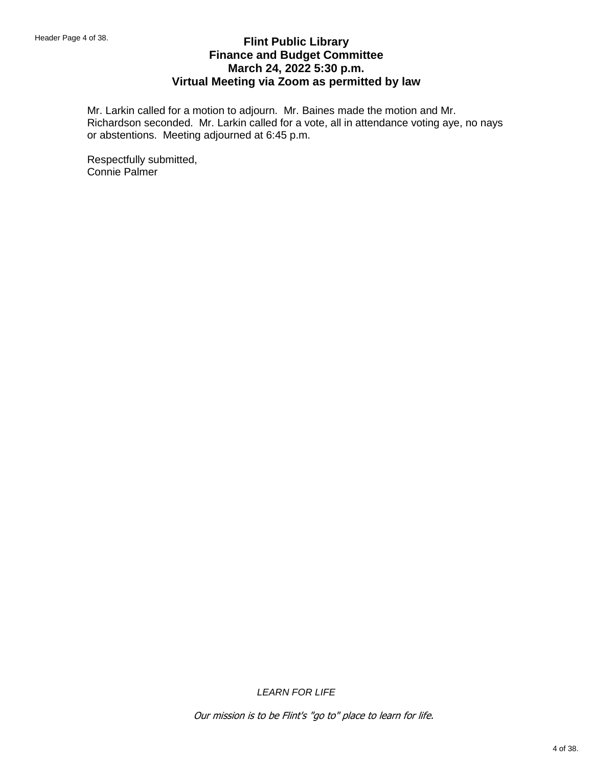**Flint Public Library**
**Finance and Budget Committee**
**March 24, 2022 5:30 p.m.**
**Virtual Meeting via Zoom as permitted by law**

Mr. Larkin called for a motion to adjourn. Mr. Baines made the motion and Mr. Richardson seconded. Mr. Larkin called for a vote, all in attendance voting aye, no nays or abstentions. Meeting adjourned at 6:45 p.m.

Respectfully submitted,
Connie Palmer

*LEARN FOR LIFE*

*Our mission is to be Flint's "go to" place to learn for life.*